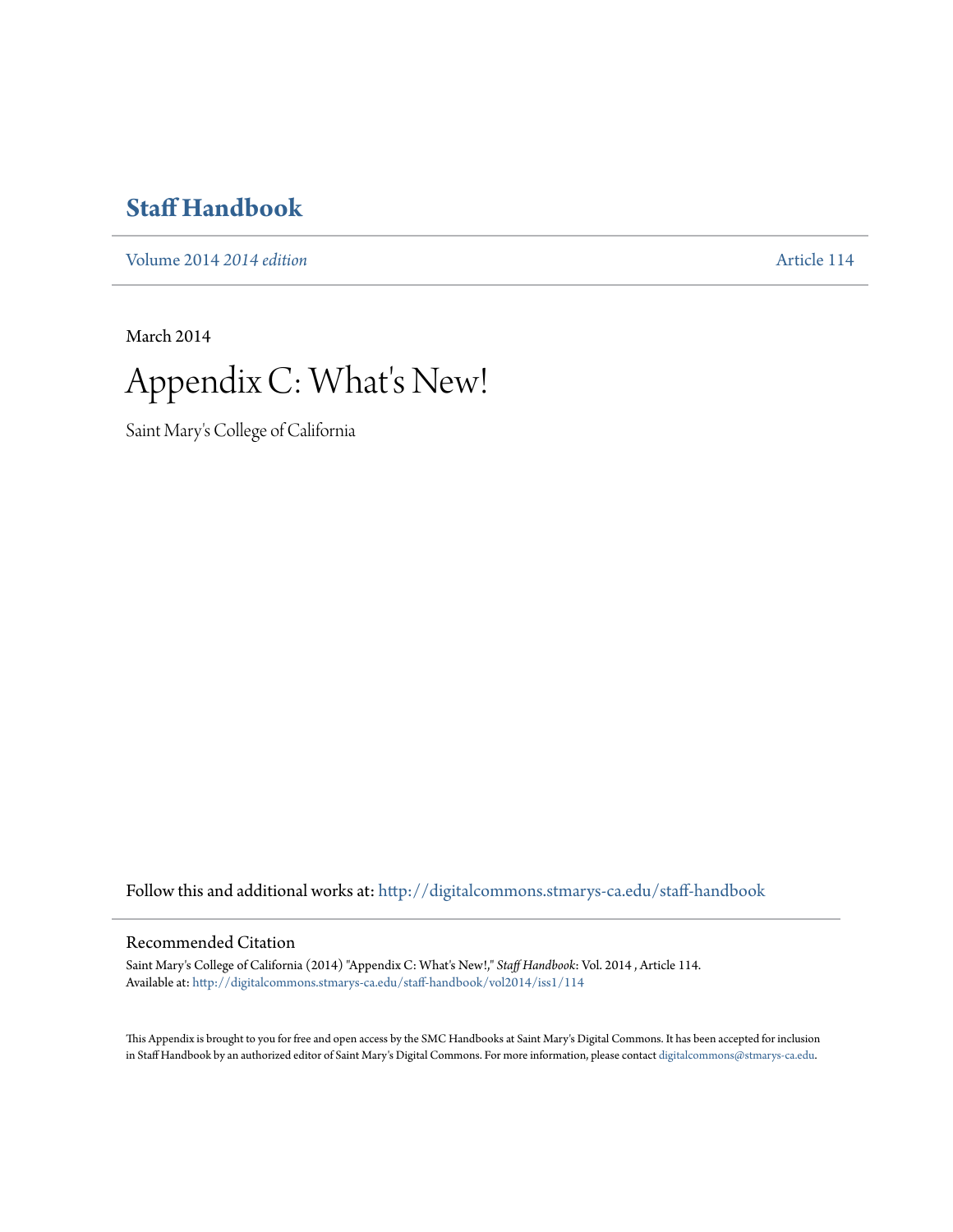# Staff Handbook

Volume 2014 *2014 edition* | Article 114

March 2014

# Appendix C: What's New!

Saint Mary's College of California

Follow this and additional works at: http://digitalcommons.stmarys-ca.edu/staff-handbook

## Recommended Citation

Saint Mary's College of California (2014) "Appendix C: What's New!," *Staff Handbook*: Vol. 2014 , Article 114.
Available at: http://digitalcommons.stmarys-ca.edu/staff-handbook/vol2014/iss1/114

This Appendix is brought to you for free and open access by the SMC Handbooks at Saint Mary's Digital Commons. It has been accepted for inclusion in Staff Handbook by an authorized editor of Saint Mary's Digital Commons. For more information, please contact digitalcommons@stmarys-ca.edu.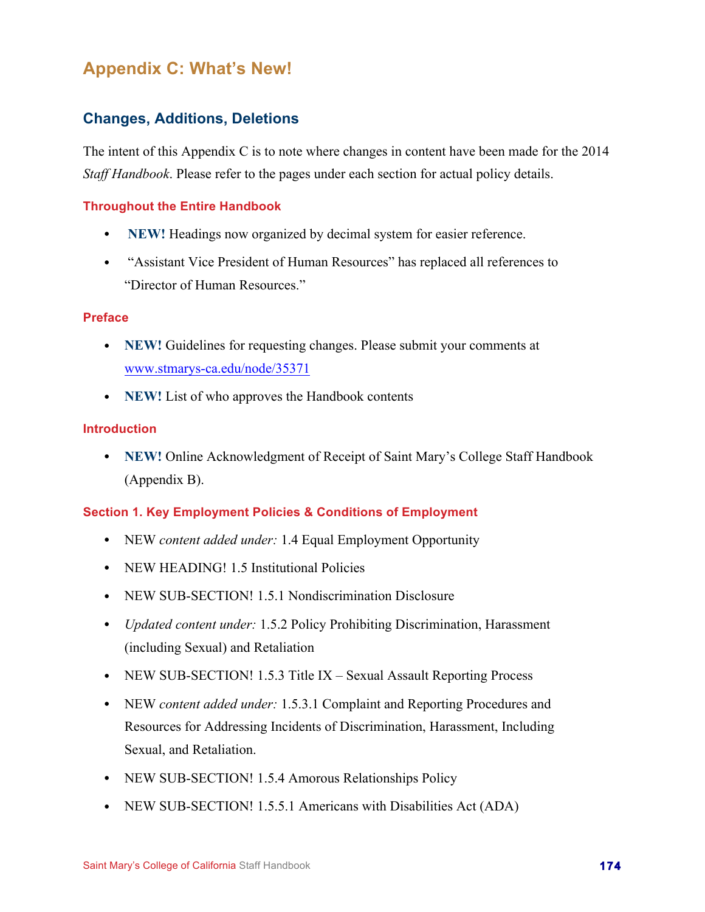# Appendix C: What's New!

## Changes, Additions, Deletions

The intent of this Appendix C is to note where changes in content have been made for the 2014 *Staff Handbook*. Please refer to the pages under each section for actual policy details.

### Throughout the Entire Handbook

- **NEW!** Headings now organized by decimal system for easier reference.
- "Assistant Vice President of Human Resources" has replaced all references to "Director of Human Resources."

### Preface

- **NEW!** Guidelines for requesting changes. Please submit your comments at www.stmarys-ca.edu/node/35371
- **NEW!** List of who approves the Handbook contents

### Introduction

- **NEW!** Online Acknowledgment of Receipt of Saint Mary's College Staff Handbook (Appendix B).

### Section 1. Key Employment Policies & Conditions of Employment

- NEW *content added under:* 1.4 Equal Employment Opportunity
- NEW HEADING! 1.5 Institutional Policies
- NEW SUB-SECTION! 1.5.1 Nondiscrimination Disclosure
- *Updated content under:* 1.5.2 Policy Prohibiting Discrimination, Harassment (including Sexual) and Retaliation
- NEW SUB-SECTION! 1.5.3 Title IX – Sexual Assault Reporting Process
- NEW *content added under:* 1.5.3.1 Complaint and Reporting Procedures and Resources for Addressing Incidents of Discrimination, Harassment, Including Sexual, and Retaliation.
- NEW SUB-SECTION! 1.5.4 Amorous Relationships Policy
- NEW SUB-SECTION! 1.5.5.1 Americans with Disabilities Act (ADA)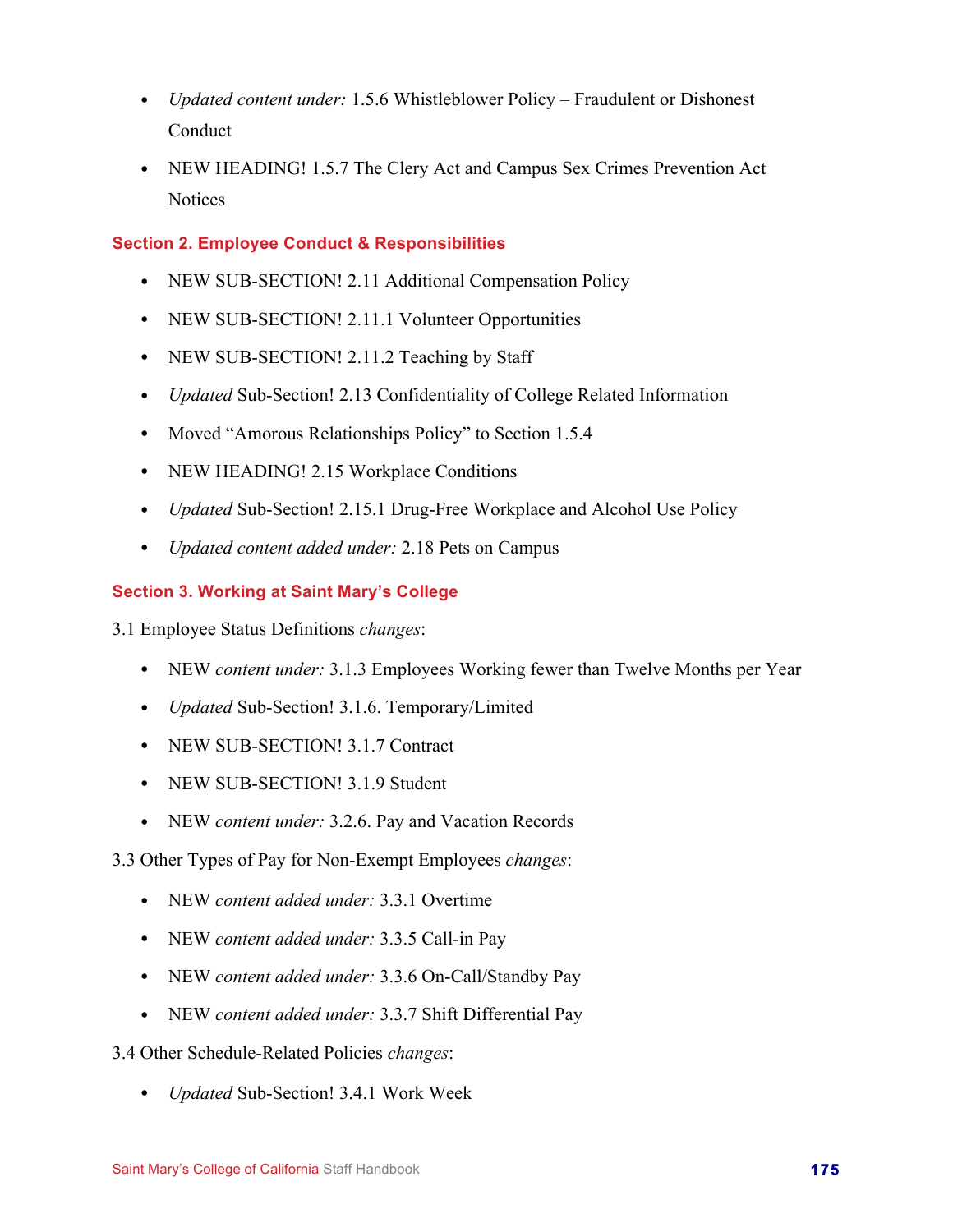- *Updated content under:* 1.5.6 Whistleblower Policy – Fraudulent or Dishonest Conduct
- NEW HEADING! 1.5.7 The Clery Act and Campus Sex Crimes Prevention Act Notices

## Section 2. Employee Conduct & Responsibilities

- NEW SUB-SECTION! 2.11 Additional Compensation Policy
- NEW SUB-SECTION! 2.11.1 Volunteer Opportunities
- NEW SUB-SECTION! 2.11.2 Teaching by Staff
- *Updated* Sub-Section! 2.13 Confidentiality of College Related Information
- Moved "Amorous Relationships Policy" to Section 1.5.4
- NEW HEADING! 2.15 Workplace Conditions
- *Updated* Sub-Section! 2.15.1 Drug-Free Workplace and Alcohol Use Policy
- *Updated content added under:* 2.18 Pets on Campus

## Section 3. Working at Saint Mary's College

3.1 Employee Status Definitions *changes*:

- NEW *content under:* 3.1.3 Employees Working fewer than Twelve Months per Year
- *Updated* Sub-Section! 3.1.6. Temporary/Limited
- NEW SUB-SECTION! 3.1.7 Contract
- NEW SUB-SECTION! 3.1.9 Student
- NEW *content under:* 3.2.6. Pay and Vacation Records

3.3 Other Types of Pay for Non-Exempt Employees *changes*:

- NEW *content added under:* 3.3.1 Overtime
- NEW *content added under:* 3.3.5 Call-in Pay
- NEW *content added under:* 3.3.6 On-Call/Standby Pay
- NEW *content added under:* 3.3.7 Shift Differential Pay

3.4 Other Schedule-Related Policies *changes*:

- *Updated* Sub-Section! 3.4.1 Work Week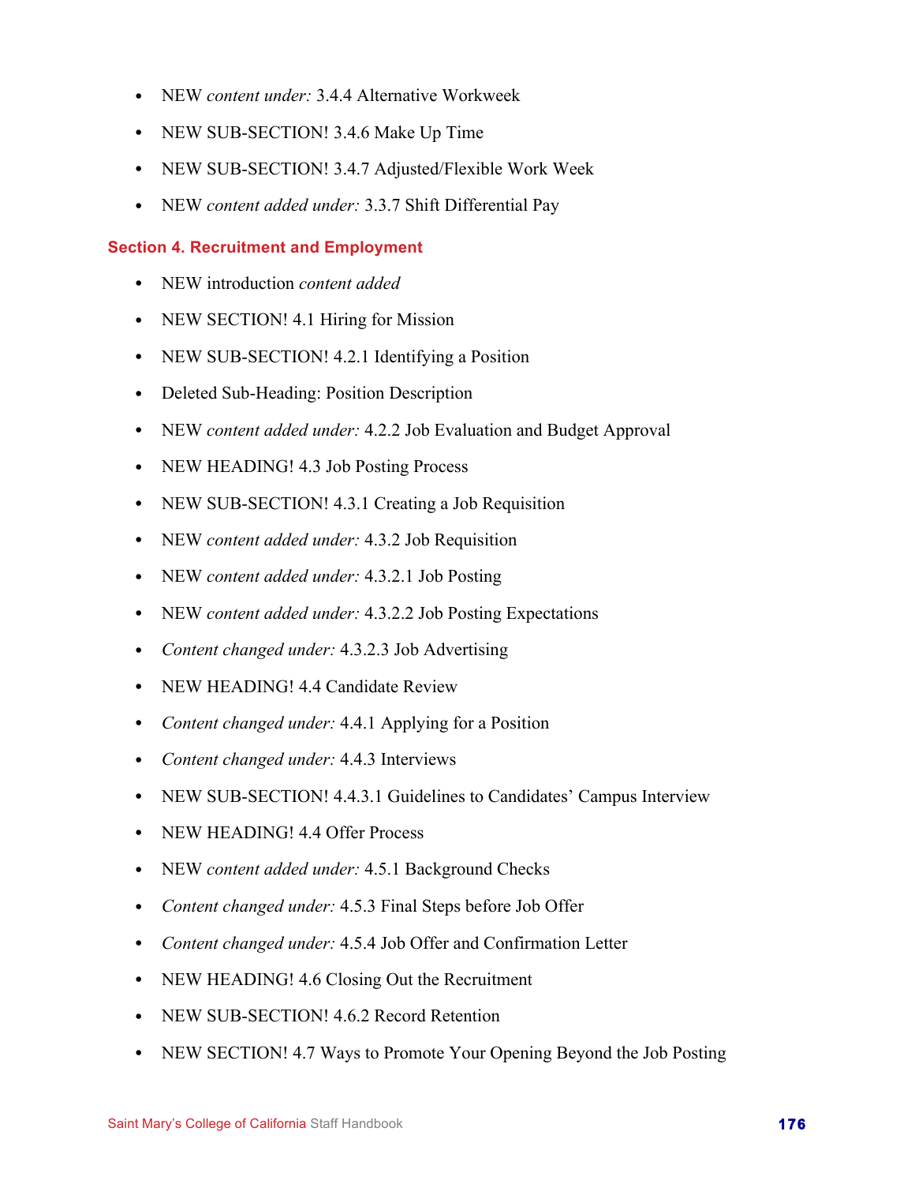- NEW *content under:* 3.4.4 Alternative Workweek
- NEW SUB-SECTION! 3.4.6 Make Up Time
- NEW SUB-SECTION! 3.4.7 Adjusted/Flexible Work Week
- NEW *content added under:* 3.3.7 Shift Differential Pay

## Section 4. Recruitment and Employment

- NEW introduction *content added*
- NEW SECTION! 4.1 Hiring for Mission
- NEW SUB-SECTION! 4.2.1 Identifying a Position
- Deleted Sub-Heading: Position Description
- NEW *content added under:* 4.2.2 Job Evaluation and Budget Approval
- NEW HEADING! 4.3 Job Posting Process
- NEW SUB-SECTION! 4.3.1 Creating a Job Requisition
- NEW *content added under:* 4.3.2 Job Requisition
- NEW *content added under:* 4.3.2.1 Job Posting
- NEW *content added under:* 4.3.2.2 Job Posting Expectations
- *Content changed under:* 4.3.2.3 Job Advertising
- NEW HEADING! 4.4 Candidate Review
- *Content changed under:* 4.4.1 Applying for a Position
- *Content changed under:* 4.4.3 Interviews
- NEW SUB-SECTION! 4.4.3.1 Guidelines to Candidates' Campus Interview
- NEW HEADING! 4.4 Offer Process
- NEW *content added under:* 4.5.1 Background Checks
- *Content changed under:* 4.5.3 Final Steps before Job Offer
- *Content changed under:* 4.5.4 Job Offer and Confirmation Letter
- NEW HEADING! 4.6 Closing Out the Recruitment
- NEW SUB-SECTION! 4.6.2 Record Retention
- NEW SECTION! 4.7 Ways to Promote Your Opening Beyond the Job Posting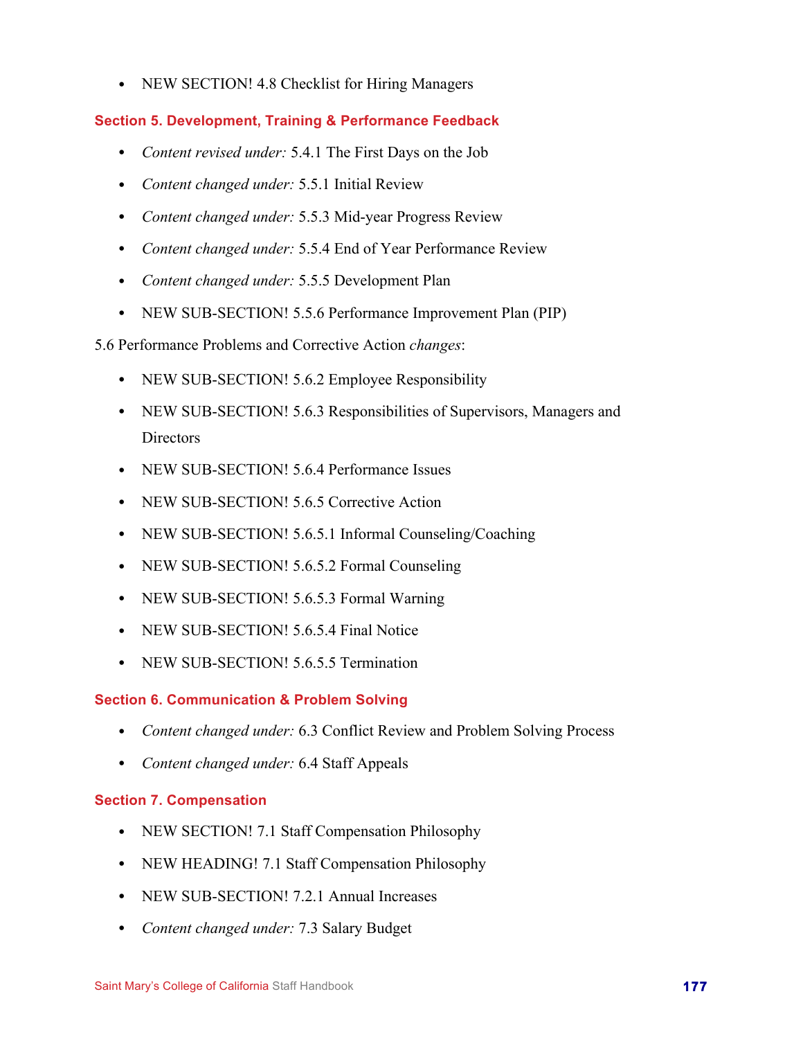- NEW SECTION! 4.8 Checklist for Hiring Managers

## Section 5. Development, Training & Performance Feedback

- *Content revised under:* 5.4.1 The First Days on the Job
- *Content changed under:* 5.5.1 Initial Review
- *Content changed under:* 5.5.3 Mid-year Progress Review
- *Content changed under:* 5.5.4 End of Year Performance Review
- *Content changed under:* 5.5.5 Development Plan
- NEW SUB-SECTION! 5.5.6 Performance Improvement Plan (PIP)

5.6 Performance Problems and Corrective Action *changes*:

- NEW SUB-SECTION! 5.6.2 Employee Responsibility
- NEW SUB-SECTION! 5.6.3 Responsibilities of Supervisors, Managers and Directors
- NEW SUB-SECTION! 5.6.4 Performance Issues
- NEW SUB-SECTION! 5.6.5 Corrective Action
- NEW SUB-SECTION! 5.6.5.1 Informal Counseling/Coaching
- NEW SUB-SECTION! 5.6.5.2 Formal Counseling
- NEW SUB-SECTION! 5.6.5.3 Formal Warning
- NEW SUB-SECTION! 5.6.5.4 Final Notice
- NEW SUB-SECTION! 5.6.5.5 Termination

## Section 6. Communication & Problem Solving

- *Content changed under:* 6.3 Conflict Review and Problem Solving Process
- *Content changed under:* 6.4 Staff Appeals

## Section 7. Compensation

- NEW SECTION! 7.1 Staff Compensation Philosophy
- NEW HEADING! 7.1 Staff Compensation Philosophy
- NEW SUB-SECTION! 7.2.1 Annual Increases
- *Content changed under:* 7.3 Salary Budget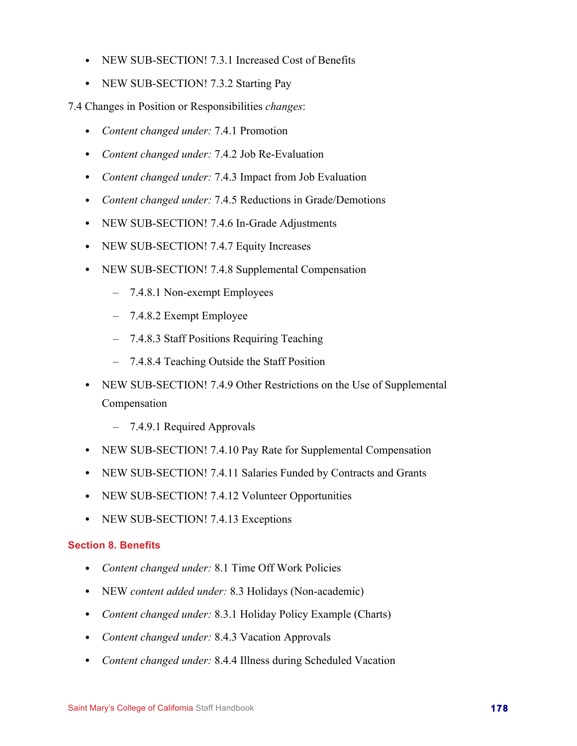- NEW SUB-SECTION! 7.3.1 Increased Cost of Benefits
- NEW SUB-SECTION! 7.3.2 Starting Pay

7.4 Changes in Position or Responsibilities *changes*:

- *Content changed under:* 7.4.1 Promotion
- *Content changed under:* 7.4.2 Job Re-Evaluation
- *Content changed under:* 7.4.3 Impact from Job Evaluation
- *Content changed under:* 7.4.5 Reductions in Grade/Demotions
- NEW SUB-SECTION! 7.4.6 In-Grade Adjustments
- NEW SUB-SECTION! 7.4.7 Equity Increases
- NEW SUB-SECTION! 7.4.8 Supplemental Compensation
  - 7.4.8.1 Non-exempt Employees
  - 7.4.8.2 Exempt Employee
  - 7.4.8.3 Staff Positions Requiring Teaching
  - 7.4.8.4 Teaching Outside the Staff Position
- NEW SUB-SECTION! 7.4.9 Other Restrictions on the Use of Supplemental Compensation
  - 7.4.9.1 Required Approvals
- NEW SUB-SECTION! 7.4.10 Pay Rate for Supplemental Compensation
- NEW SUB-SECTION! 7.4.11 Salaries Funded by Contracts and Grants
- NEW SUB-SECTION! 7.4.12 Volunteer Opportunities
- NEW SUB-SECTION! 7.4.13 Exceptions

### Section 8. Benefits

- *Content changed under:* 8.1 Time Off Work Policies
- NEW *content added under:* 8.3 Holidays (Non-academic)
- *Content changed under:* 8.3.1 Holiday Policy Example (Charts)
- *Content changed under:* 8.4.3 Vacation Approvals
- *Content changed under:* 8.4.4 Illness during Scheduled Vacation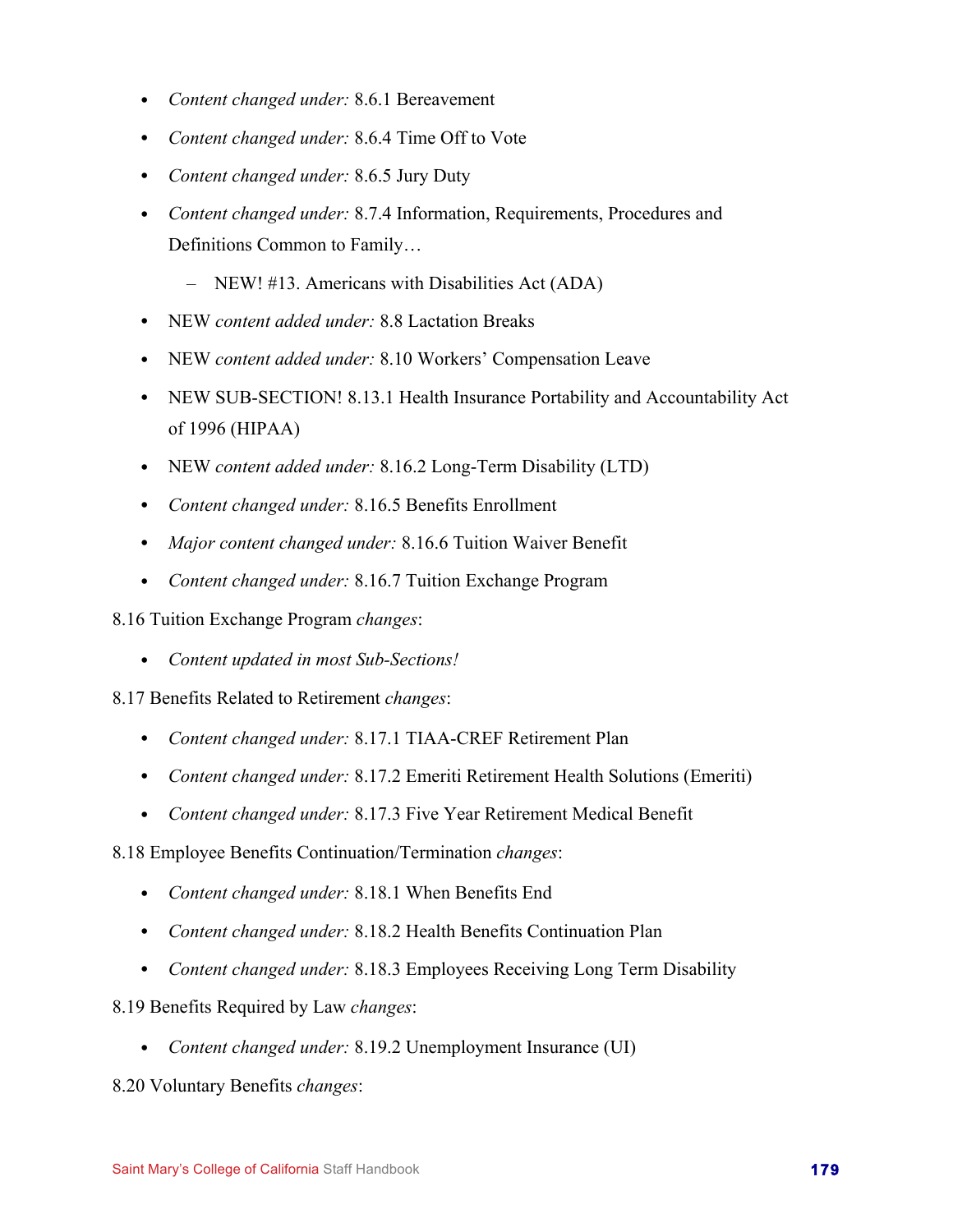- *Content changed under:* 8.6.1 Bereavement
- *Content changed under:* 8.6.4 Time Off to Vote
- *Content changed under:* 8.6.5 Jury Duty
- *Content changed under:* 8.7.4 Information, Requirements, Procedures and Definitions Common to Family…
  - NEW! #13. Americans with Disabilities Act (ADA)
- NEW *content added under:* 8.8 Lactation Breaks
- NEW *content added under:* 8.10 Workers' Compensation Leave
- NEW SUB-SECTION! 8.13.1 Health Insurance Portability and Accountability Act of 1996 (HIPAA)
- NEW *content added under:* 8.16.2 Long-Term Disability (LTD)
- *Content changed under:* 8.16.5 Benefits Enrollment
- *Major content changed under:* 8.16.6 Tuition Waiver Benefit
- *Content changed under:* 8.16.7 Tuition Exchange Program

8.16 Tuition Exchange Program *changes*:

- *Content updated in most Sub-Sections!*

8.17 Benefits Related to Retirement *changes*:

- *Content changed under:* 8.17.1 TIAA-CREF Retirement Plan
- *Content changed under:* 8.17.2 Emeriti Retirement Health Solutions (Emeriti)
- *Content changed under:* 8.17.3 Five Year Retirement Medical Benefit

8.18 Employee Benefits Continuation/Termination *changes*:

- *Content changed under:* 8.18.1 When Benefits End
- *Content changed under:* 8.18.2 Health Benefits Continuation Plan
- *Content changed under:* 8.18.3 Employees Receiving Long Term Disability

8.19 Benefits Required by Law *changes*:

- *Content changed under:* 8.19.2 Unemployment Insurance (UI)

8.20 Voluntary Benefits *changes*: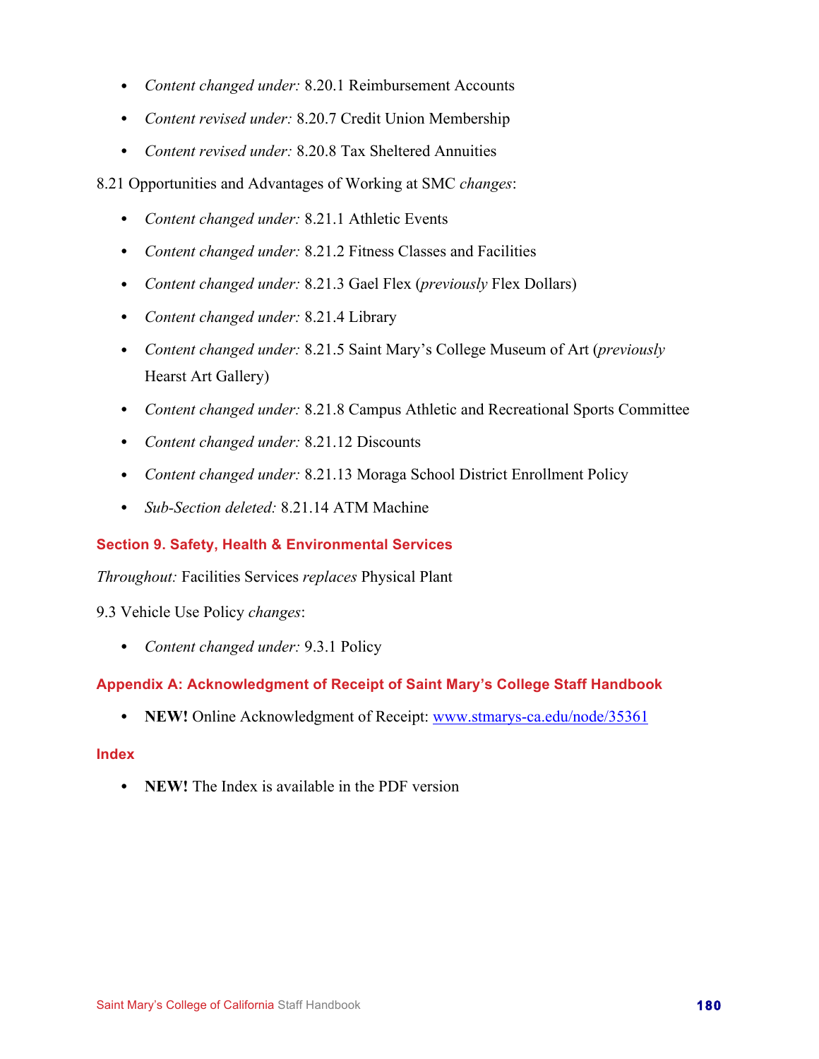- *Content changed under:* 8.20.1 Reimbursement Accounts
- *Content revised under:* 8.20.7 Credit Union Membership
- *Content revised under:* 8.20.8 Tax Sheltered Annuities

8.21 Opportunities and Advantages of Working at SMC *changes*:

- *Content changed under:* 8.21.1 Athletic Events
- *Content changed under:* 8.21.2 Fitness Classes and Facilities
- *Content changed under:* 8.21.3 Gael Flex (*previously* Flex Dollars)
- *Content changed under:* 8.21.4 Library
- *Content changed under:* 8.21.5 Saint Mary's College Museum of Art (*previously* Hearst Art Gallery)
- *Content changed under:* 8.21.8 Campus Athletic and Recreational Sports Committee
- *Content changed under:* 8.21.12 Discounts
- *Content changed under:* 8.21.13 Moraga School District Enrollment Policy
- *Sub-Section deleted:* 8.21.14 ATM Machine

## Section 9. Safety, Health & Environmental Services

*Throughout:* Facilities Services *replaces* Physical Plant

9.3 Vehicle Use Policy *changes*:

- *Content changed under:* 9.3.1 Policy

## Appendix A: Acknowledgment of Receipt of Saint Mary's College Staff Handbook

- **NEW!** Online Acknowledgment of Receipt: [www.stmarys-ca.edu/node/35361](http://www.stmarys-ca.edu/node/35361)

## Index

- **NEW!** The Index is available in the PDF version